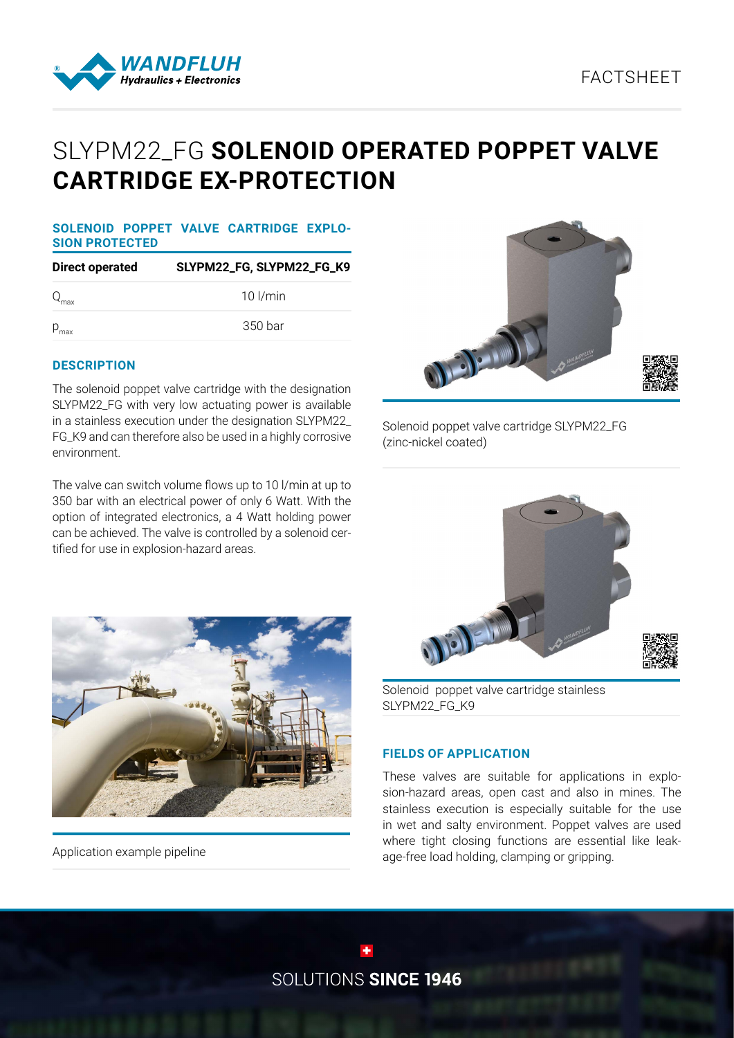FACTSHEET

# SLYPM22_FG **SOLENOID OPERATED POPPET VALVE CARTRIDGE EX-PROTECTION**

## SOLENOID POPPET VALVE CARTRIDGE EXPLOSION PROTECTED

| Direct operated | SLYPM22_FG, SLYPM22_FG_K9 |
|---|---|
| $Q_{max}$ | 10 l/min |
| $p_{max}$ | 350 bar |

## DESCRIPTION

The solenoid poppet valve cartridge with the designation SLYPM22_FG with very low actuating power is available in a stainless execution under the designation SLYPM22_FG_K9 and can therefore also be used in a highly corrosive environment.

The valve can switch volume flows up to 10 l/min at up to 350 bar with an electrical power of only 6 Watt. With the option of integrated electronics, a 4 Watt holding power can be achieved. The valve is controlled by a solenoid certified for use in explosion-hazard areas.

Solenoid poppet valve cartridge SLYPM22_FG (zinc-nickel coated)

Solenoid poppet valve cartridge stainless SLYPM22_FG_K9

Application example pipeline

## FIELDS OF APPLICATION

These valves are suitable for applications in explosion-hazard areas, open cast and also in mines. The stainless execution is especially suitable for the use in wet and salty environment. Poppet valves are used where tight closing functions are essential like leakage-free load holding, clamping or gripping.

SOLUTIONS **SINCE 1946**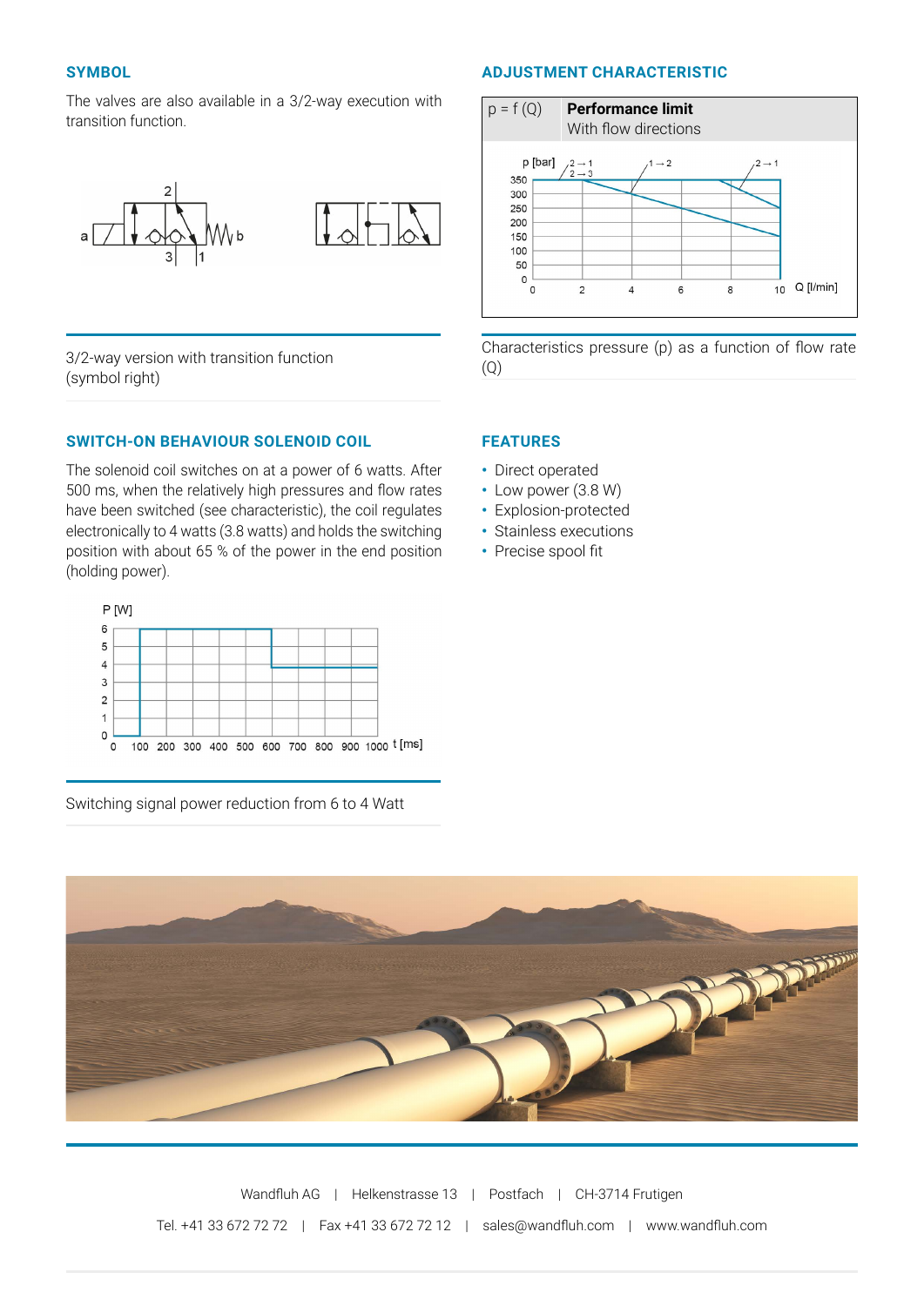## SYMBOL

The valves are also available in a 3/2-way execution with transition function.

2
a b
3 1

3/2-way version with transition function (symbol right)

## ADJUSTMENT CHARACTERISTIC

| p = f (Q) | **Performance limit** With flow directions |
|---|---|

p [bar]
2 → 1
2 → 3
1 → 2
2 → 1
350
300
250
200
150
100
50
0
0 2 4 6 8 10 Q [l/min]

Characteristics pressure (p) as a function of flow rate (Q)

## SWITCH-ON BEHAVIOUR SOLENOID COIL

The solenoid coil switches on at a power of 6 watts. After 500 ms, when the relatively high pressures and flow rates have been switched (see characteristic), the coil regulates electronically to 4 watts (3.8 watts) and holds the switching position with about 65 % of the power in the end position (holding power).

P [W]
6
5
4
3
2
1
0
0 100 200 300 400 500 600 700 800 900 1000 t [ms]

Switching signal power reduction from 6 to 4 Watt

## FEATURES

- Direct operated
- Low power (3.8 W)
- Explosion-protected
- Stainless executions
- Precise spool fit

Wandfluh AG | Helkenstrasse 13 | Postfach | CH-3714 Frutigen

Tel. +41 33 672 72 72 | Fax +41 33 672 72 12 | sales@wandfluh.com | www.wandfluh.com